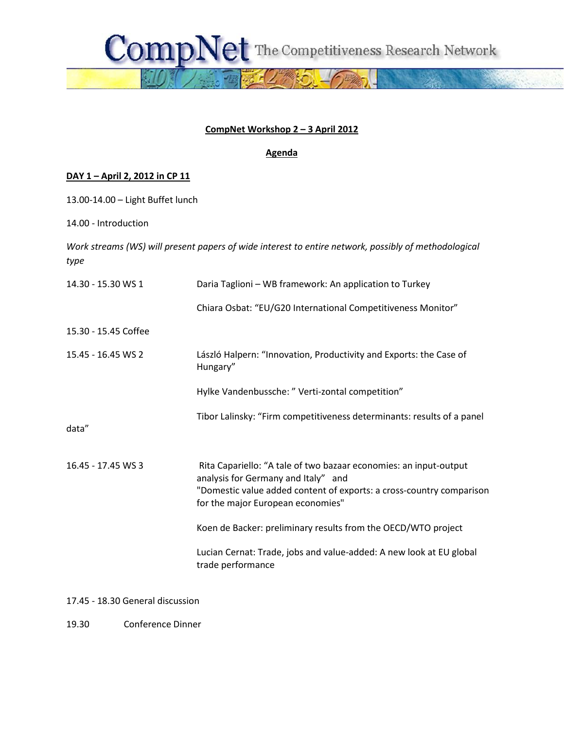# CompNet The Competitiveness Research Network

**CompNet Workshop 2 – 3 April 2012**

**Agenda**

**DAY 1 – April 2, 2012 in CP 11**

13.00-14.00 – Light Buffet lunch

14.00 - Introduction

*Work streams (WS) will present papers of wide interest to entire network, possibly of methodological type*

14.30 - 15.30 WS 1

- Daria Taglioni – WB framework: An application to Turkey
- Chiara Osbat: "EU/G20 International Competitiveness Monitor"

15.30 - 15.45 Coffee

15.45 - 16.45 WS 2

- László Halpern: "Innovation, Productivity and Exports: the Case of Hungary"
- Hylke Vandenbussche: " Verti-zontal competition"
- Tibor Lalinsky: "Firm competitiveness determinants: results of a panel data"

16.45 - 17.45 WS 3

- Rita Capariello: "A tale of two bazaar economies: an input-output analysis for Germany and Italy" and "Domestic value added content of exports: a cross-country comparison for the major European economies"
- Koen de Backer: preliminary results from the OECD/WTO project
- Lucian Cernat: Trade, jobs and value-added: A new look at EU global trade performance

17.45 - 18.30 General discussion

19.30 Conference Dinner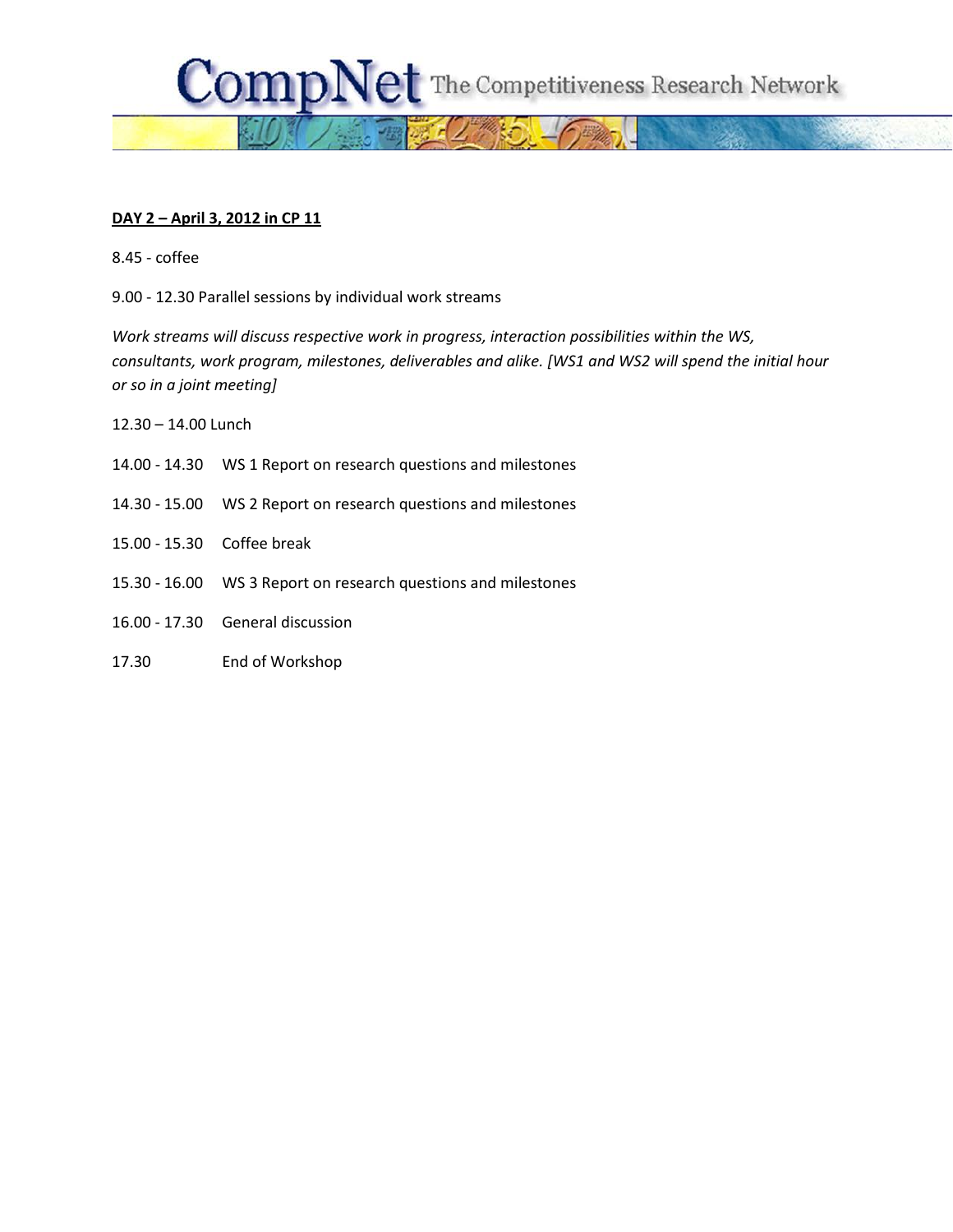**DAY 2 – April 3, 2012 in CP 11**

8.45 - coffee

9.00 - 12.30 Parallel sessions by individual work streams

*Work streams will discuss respective work in progress, interaction possibilities within the WS, consultants, work program, milestones, deliverables and alike. [WS1 and WS2 will spend the initial hour or so in a joint meeting]*

12.30 – 14.00 Lunch

| | |
|---|---|
| 14.00 - 14.30 | WS 1 Report on research questions and milestones |
| 14.30 - 15.00 | WS 2 Report on research questions and milestones |
| 15.00 - 15.30 | Coffee break |
| 15.30 - 16.00 | WS 3 Report on research questions and milestones |
| 16.00 - 17.30 | General discussion |
| 17.30 | End of Workshop |